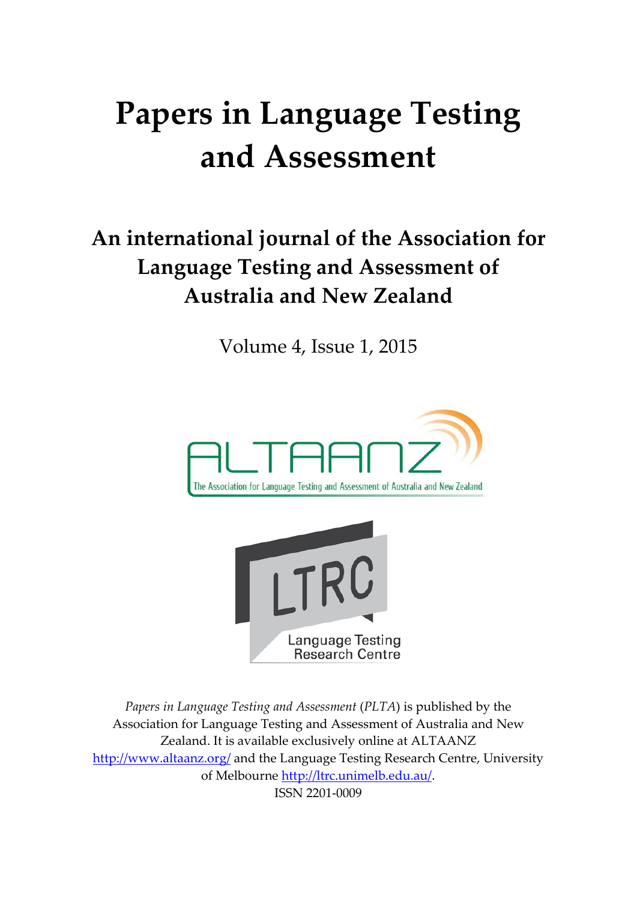# Papers in Language Testing and Assessment

## An international journal of the Association for Language Testing and Assessment of Australia and New Zealand

Volume 4, Issue 1, 2015

ALTAANZ

The Association for Language Testing and Assessment of Australia and New Zealand

LTRC

Language Testing Research Centre

*Papers in Language Testing and Assessment* (*PLTA*) is published by the Association for Language Testing and Assessment of Australia and New Zealand. It is available exclusively online at ALTAANZ http://www.altaanz.org/ and the Language Testing Research Centre, University of Melbourne http://ltrc.unimelb.edu.au/.

ISSN 2201-0009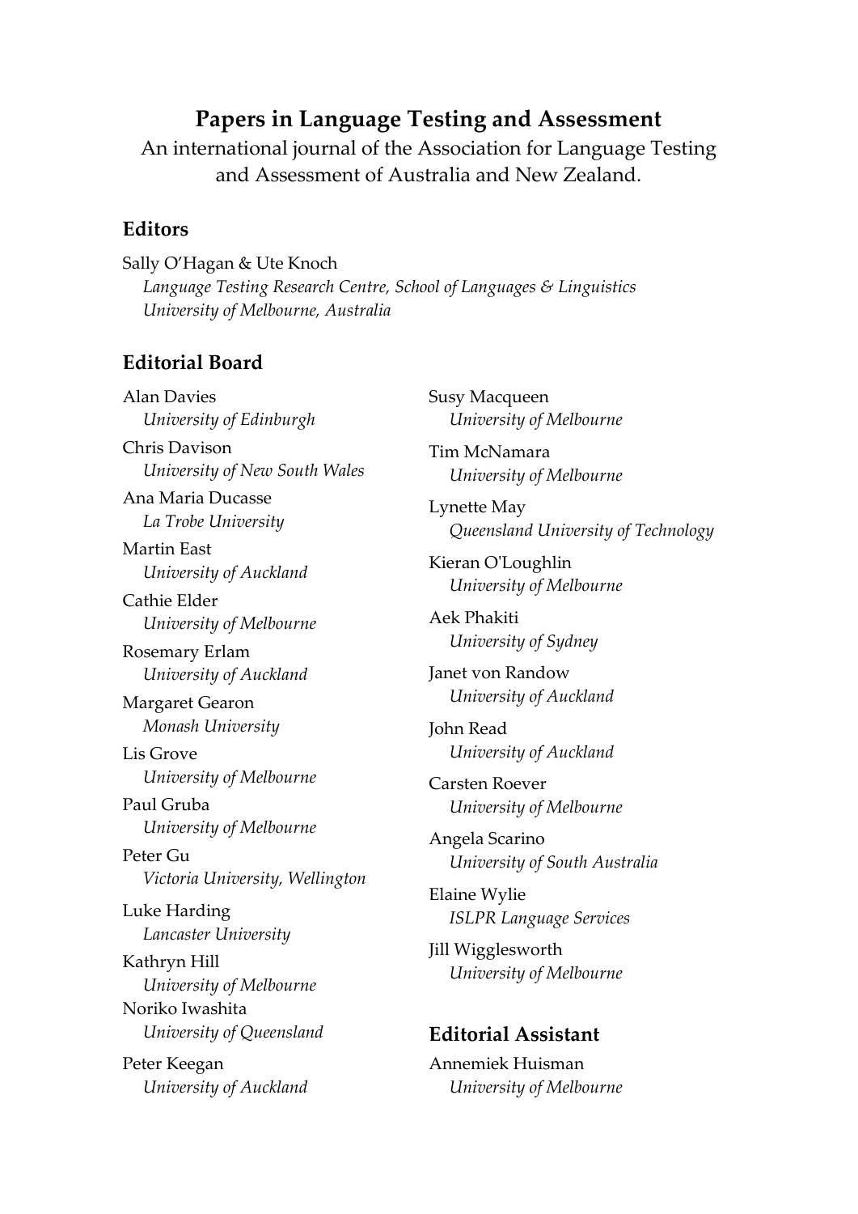# Papers in Language Testing and Assessment

An international journal of the Association for Language Testing and Assessment of Australia and New Zealand.

## Editors

Sally O'Hagan & Ute Knoch
*Language Testing Research Centre, School of Languages & Linguistics*
*University of Melbourne, Australia*

## Editorial Board

Alan Davies
*University of Edinburgh*

Chris Davison
*University of New South Wales*

Ana Maria Ducasse
*La Trobe University*

Martin East
*University of Auckland*

Cathie Elder
*University of Melbourne*

Rosemary Erlam
*University of Auckland*

Margaret Gearon
*Monash University*

Lis Grove
*University of Melbourne*

Paul Gruba
*University of Melbourne*

Peter Gu
*Victoria University, Wellington*

Luke Harding
*Lancaster University*

Kathryn Hill
*University of Melbourne*

Noriko Iwashita
*University of Queensland*

Peter Keegan
*University of Auckland*

Susy Macqueen
*University of Melbourne*

Tim McNamara
*University of Melbourne*

Lynette May
*Queensland University of Technology*

Kieran O'Loughlin
*University of Melbourne*

Aek Phakiti
*University of Sydney*

Janet von Randow
*University of Auckland*

John Read
*University of Auckland*

Carsten Roever
*University of Melbourne*

Angela Scarino
*University of South Australia*

Elaine Wylie
*ISLPR Language Services*

Jill Wigglesworth
*University of Melbourne*

## Editorial Assistant

Annemiek Huisman
*University of Melbourne*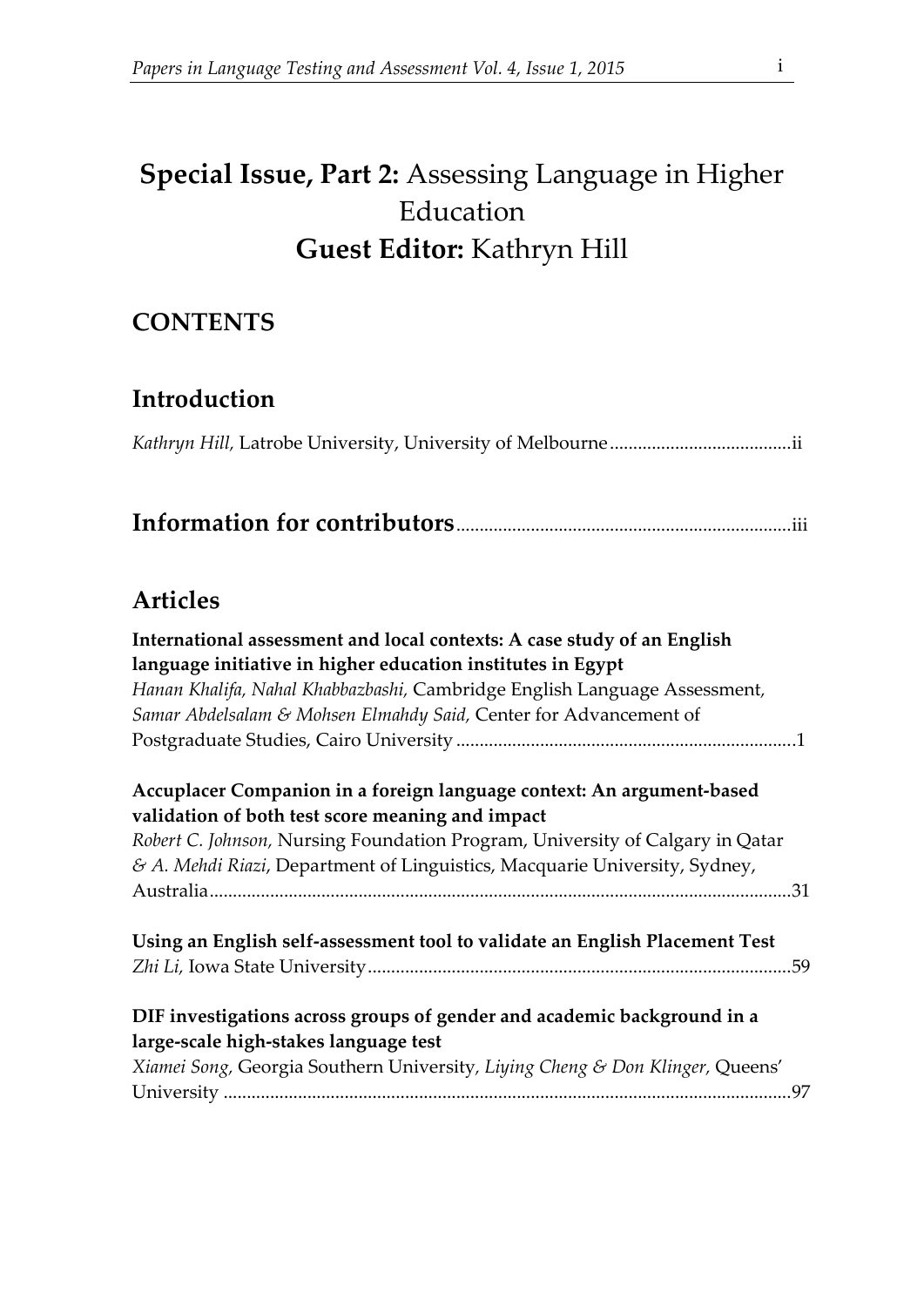# **Special Issue, Part 2:** Assessing Language in Higher Education

# **Guest Editor:** Kathryn Hill

## CONTENTS

## Introduction

*Kathryn Hill,* Latrobe University, University of Melbourne ....................................... ii

## Information for contributors ....................................................................... iii

## Articles

**International assessment and local contexts: A case study of an English language initiative in higher education institutes in Egypt**
*Hanan Khalifa, Nahal Khabbazbashi,* Cambridge English Language Assessment, *Samar Abdelsalam & Mohsen Elmahdy Said,* Center for Advancement of Postgraduate Studies, Cairo University ........................................................................ 1

**Accuplacer Companion in a foreign language context: An argument-based validation of both test score meaning and impact**
*Robert C. Johnson,* Nursing Foundation Program, University of Calgary in Qatar *& A. Mehdi Riazi*, Department of Linguistics, Macquarie University, Sydney, Australia ........................................................................................................................... 31

**Using an English self-assessment tool to validate an English Placement Test**
*Zhi Li,* Iowa State University .......................................................................................... 59

**DIF investigations across groups of gender and academic background in a large-scale high-stakes language test**
*Xiamei Song,* Georgia Southern University*, Liying Cheng & Don Klinger,* Queens' University ......................................................................................................................... 97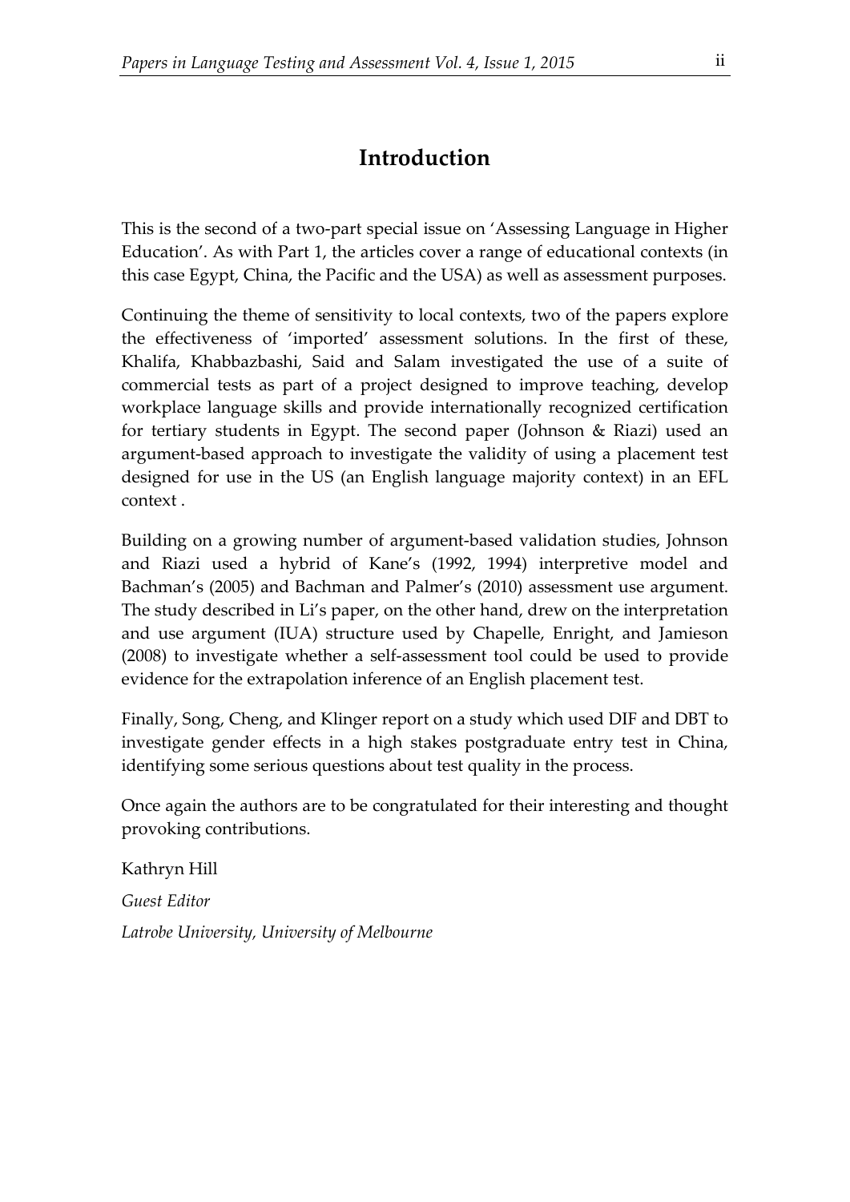# Introduction

This is the second of a two-part special issue on 'Assessing Language in Higher Education'. As with Part 1, the articles cover a range of educational contexts (in this case Egypt, China, the Pacific and the USA) as well as assessment purposes.

Continuing the theme of sensitivity to local contexts, two of the papers explore the effectiveness of 'imported' assessment solutions. In the first of these, Khalifa, Khabbazbashi, Said and Salam investigated the use of a suite of commercial tests as part of a project designed to improve teaching, develop workplace language skills and provide internationally recognized certification for tertiary students in Egypt. The second paper (Johnson & Riazi) used an argument-based approach to investigate the validity of using a placement test designed for use in the US (an English language majority context) in an EFL context .

Building on a growing number of argument-based validation studies, Johnson and Riazi used a hybrid of Kane's (1992, 1994) interpretive model and Bachman's (2005) and Bachman and Palmer's (2010) assessment use argument. The study described in Li's paper, on the other hand, drew on the interpretation and use argument (IUA) structure used by Chapelle, Enright, and Jamieson (2008) to investigate whether a self-assessment tool could be used to provide evidence for the extrapolation inference of an English placement test.

Finally, Song, Cheng, and Klinger report on a study which used DIF and DBT to investigate gender effects in a high stakes postgraduate entry test in China, identifying some serious questions about test quality in the process.

Once again the authors are to be congratulated for their interesting and thought provoking contributions.

Kathryn Hill

*Guest Editor*

*Latrobe University, University of Melbourne*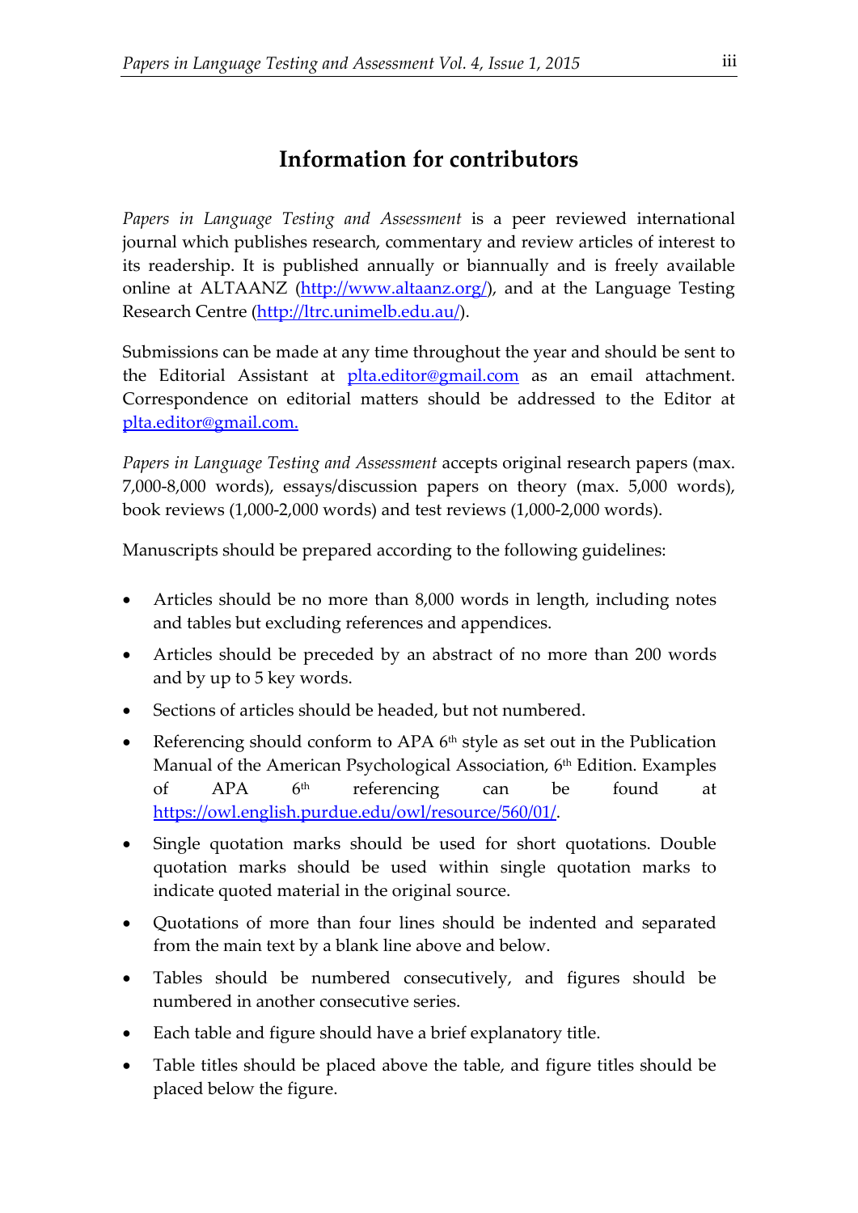# Information for contributors

*Papers in Language Testing and Assessment* is a peer reviewed international journal which publishes research, commentary and review articles of interest to its readership. It is published annually or biannually and is freely available online at ALTAANZ (http://www.altaanz.org/), and at the Language Testing Research Centre (http://ltrc.unimelb.edu.au/).

Submissions can be made at any time throughout the year and should be sent to the Editorial Assistant at plta.editor@gmail.com as an email attachment. Correspondence on editorial matters should be addressed to the Editor at plta.editor@gmail.com.

*Papers in Language Testing and Assessment* accepts original research papers (max. 7,000-8,000 words), essays/discussion papers on theory (max. 5,000 words), book reviews (1,000-2,000 words) and test reviews (1,000-2,000 words).

Manuscripts should be prepared according to the following guidelines:

- Articles should be no more than 8,000 words in length, including notes and tables but excluding references and appendices.
- Articles should be preceded by an abstract of no more than 200 words and by up to 5 key words.
- Sections of articles should be headed, but not numbered.
- Referencing should conform to APA 6th style as set out in the Publication Manual of the American Psychological Association, 6th Edition. Examples of APA 6th referencing can be found at https://owl.english.purdue.edu/owl/resource/560/01/.
- Single quotation marks should be used for short quotations. Double quotation marks should be used within single quotation marks to indicate quoted material in the original source.
- Quotations of more than four lines should be indented and separated from the main text by a blank line above and below.
- Tables should be numbered consecutively, and figures should be numbered in another consecutive series.
- Each table and figure should have a brief explanatory title.
- Table titles should be placed above the table, and figure titles should be placed below the figure.